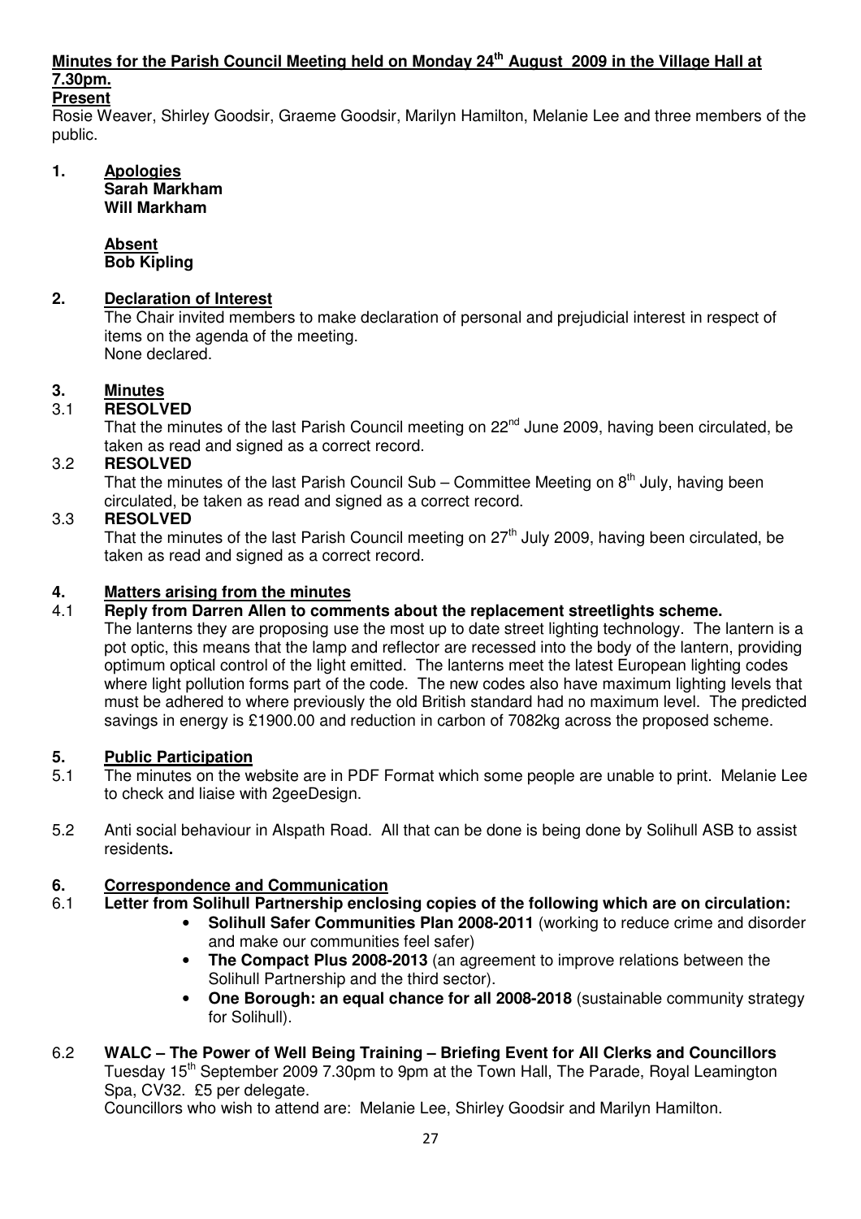# Minutes for the Parish Council Meeting held on Monday 24th August 2009 in the Village Hall at 7.30pm.

**Present**

Rosie Weaver, Shirley Goodsir, Graeme Goodsir, Marilyn Hamilton, Melanie Lee and three members of the public.

## 1. Apologies

**Sarah Markham**
**Will Markham**

**Absent**
**Bob Kipling**

## 2. Declaration of Interest

The Chair invited members to make declaration of personal and prejudicial interest in respect of items on the agenda of the meeting.
None declared.

## 3. Minutes

3.1 **RESOLVED**
That the minutes of the last Parish Council meeting on 22nd June 2009, having been circulated, be taken as read and signed as a correct record.

3.2 **RESOLVED**
That the minutes of the last Parish Council Sub – Committee Meeting on 8th July, having been circulated, be taken as read and signed as a correct record.

3.3 **RESOLVED**
That the minutes of the last Parish Council meeting on 27th July 2009, having been circulated, be taken as read and signed as a correct record.

## 4. Matters arising from the minutes

4.1 **Reply from Darren Allen to comments about the replacement streetlights scheme.**
The lanterns they are proposing use the most up to date street lighting technology. The lantern is a pot optic, this means that the lamp and reflector are recessed into the body of the lantern, providing optimum optical control of the light emitted. The lanterns meet the latest European lighting codes where light pollution forms part of the code. The new codes also have maximum lighting levels that must be adhered to where previously the old British standard had no maximum level. The predicted savings in energy is £1900.00 and reduction in carbon of 7082kg across the proposed scheme.

## 5. Public Participation

5.1 The minutes on the website are in PDF Format which some people are unable to print. Melanie Lee to check and liaise with 2geeDesign.

5.2 Anti social behaviour in Alspath Road. All that can be done is being done by Solihull ASB to assist residents**.**

## 6. Correspondence and Communication

6.1 **Letter from Solihull Partnership enclosing copies of the following which are on circulation:**

- **Solihull Safer Communities Plan 2008-2011** (working to reduce crime and disorder and make our communities feel safer)
- **The Compact Plus 2008-2013** (an agreement to improve relations between the Solihull Partnership and the third sector).
- **One Borough: an equal chance for all 2008-2018** (sustainable community strategy for Solihull).

6.2 **WALC – The Power of Well Being Training – Briefing Event for All Clerks and Councillors**
Tuesday 15th September 2009 7.30pm to 9pm at the Town Hall, The Parade, Royal Leamington Spa, CV32. £5 per delegate.
Councillors who wish to attend are: Melanie Lee, Shirley Goodsir and Marilyn Hamilton.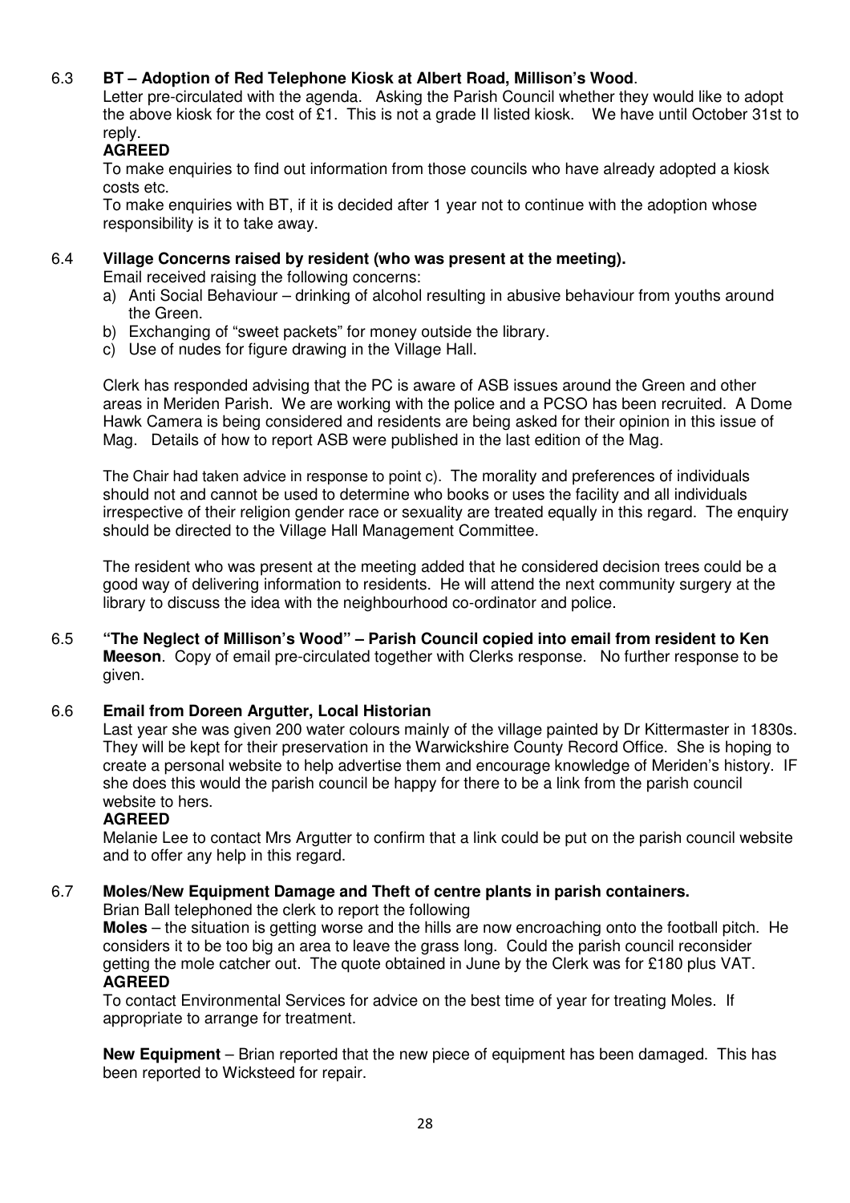6.3 **BT – Adoption of Red Telephone Kiosk at Albert Road, Millison's Wood**.
Letter pre-circulated with the agenda. Asking the Parish Council whether they would like to adopt the above kiosk for the cost of £1. This is not a grade II listed kiosk. We have until October 31st to reply.
**AGREED**
To make enquiries to find out information from those councils who have already adopted a kiosk costs etc.
To make enquiries with BT, if it is decided after 1 year not to continue with the adoption whose responsibility is it to take away.

6.4 **Village Concerns raised by resident (who was present at the meeting).**
Email received raising the following concerns:

a) Anti Social Behaviour – drinking of alcohol resulting in abusive behaviour from youths around the Green.
b) Exchanging of "sweet packets" for money outside the library.
c) Use of nudes for figure drawing in the Village Hall.

Clerk has responded advising that the PC is aware of ASB issues around the Green and other areas in Meriden Parish. We are working with the police and a PCSO has been recruited. A Dome Hawk Camera is being considered and residents are being asked for their opinion in this issue of Mag. Details of how to report ASB were published in the last edition of the Mag.

The Chair had taken advice in response to point c). The morality and preferences of individuals should not and cannot be used to determine who books or uses the facility and all individuals irrespective of their religion gender race or sexuality are treated equally in this regard. The enquiry should be directed to the Village Hall Management Committee.

The resident who was present at the meeting added that he considered decision trees could be a good way of delivering information to residents. He will attend the next community surgery at the library to discuss the idea with the neighbourhood co-ordinator and police.

6.5 **"The Neglect of Millison's Wood" – Parish Council copied into email from resident to Ken Meeson**. Copy of email pre-circulated together with Clerks response. No further response to be given.

6.6 **Email from Doreen Argutter, Local Historian**
Last year she was given 200 water colours mainly of the village painted by Dr Kittermaster in 1830s. They will be kept for their preservation in the Warwickshire County Record Office. She is hoping to create a personal website to help advertise them and encourage knowledge of Meriden's history. IF she does this would the parish council be happy for there to be a link from the parish council website to hers.
**AGREED**
Melanie Lee to contact Mrs Argutter to confirm that a link could be put on the parish council website and to offer any help in this regard.

6.7 **Moles/New Equipment Damage and Theft of centre plants in parish containers.**
Brian Ball telephoned the clerk to report the following
**Moles** – the situation is getting worse and the hills are now encroaching onto the football pitch. He considers it to be too big an area to leave the grass long. Could the parish council reconsider getting the mole catcher out. The quote obtained in June by the Clerk was for £180 plus VAT.
**AGREED**
To contact Environmental Services for advice on the best time of year for treating Moles. If appropriate to arrange for treatment.

**New Equipment** – Brian reported that the new piece of equipment has been damaged. This has been reported to Wicksteed for repair.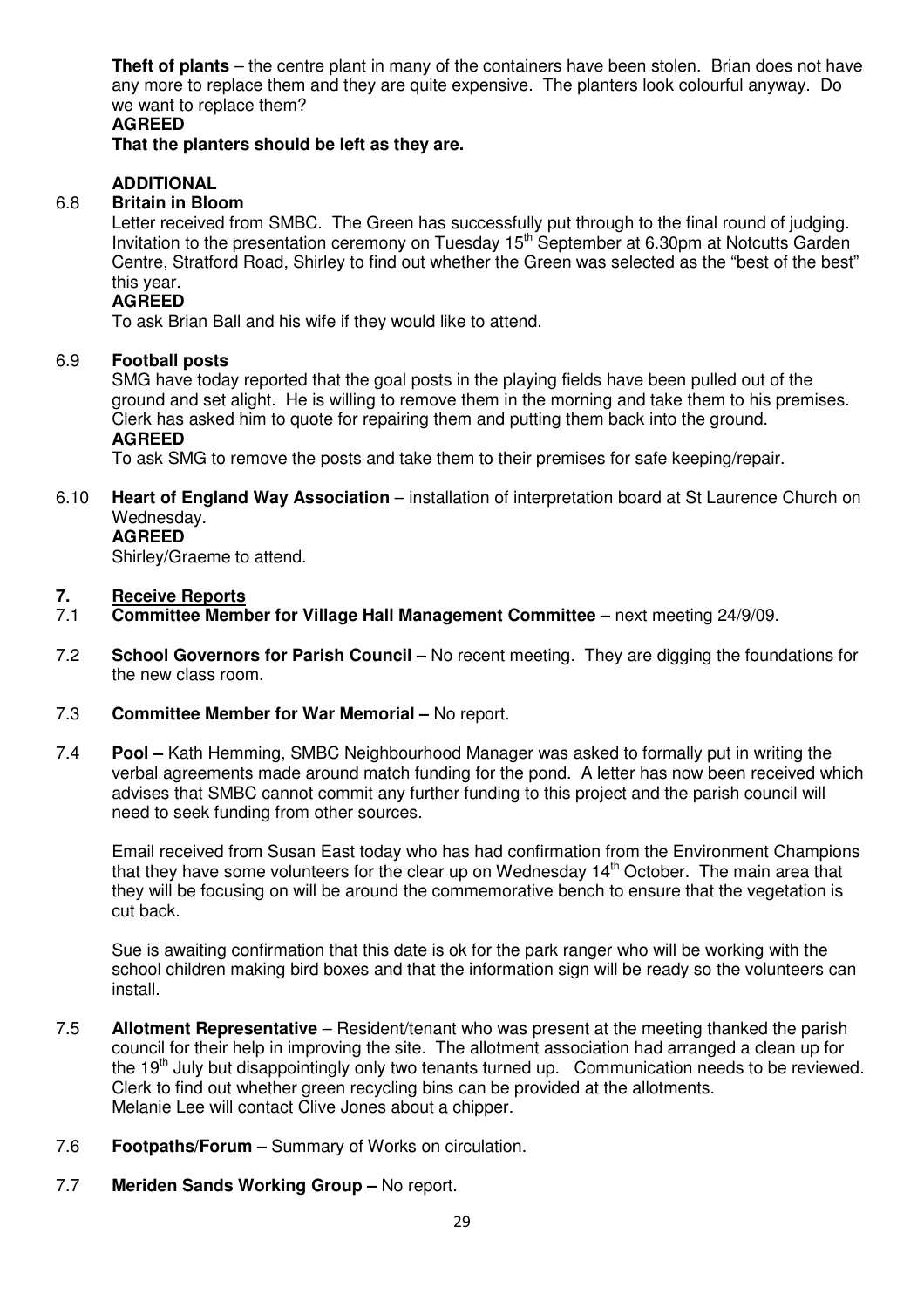**Theft of plants** – the centre plant in many of the containers have been stolen. Brian does not have any more to replace them and they are quite expensive. The planters look colourful anyway. Do we want to replace them?

**AGREED**

**That the planters should be left as they are.**

**ADDITIONAL**

6.8 **Britain in Bloom**

Letter received from SMBC. The Green has successfully put through to the final round of judging. Invitation to the presentation ceremony on Tuesday 15th September at 6.30pm at Notcutts Garden Centre, Stratford Road, Shirley to find out whether the Green was selected as the "best of the best" this year.

**AGREED**

To ask Brian Ball and his wife if they would like to attend.

6.9 **Football posts**

SMG have today reported that the goal posts in the playing fields have been pulled out of the ground and set alight. He is willing to remove them in the morning and take them to his premises. Clerk has asked him to quote for repairing them and putting them back into the ground.

**AGREED**

To ask SMG to remove the posts and take them to their premises for safe keeping/repair.

6.10 **Heart of England Way Association** – installation of interpretation board at St Laurence Church on Wednesday.

**AGREED**

Shirley/Graeme to attend.

## 7. Receive Reports

7.1 **Committee Member for Village Hall Management Committee –** next meeting 24/9/09.

7.2 **School Governors for Parish Council –** No recent meeting. They are digging the foundations for the new class room.

7.3 **Committee Member for War Memorial –** No report.

7.4 **Pool –** Kath Hemming, SMBC Neighbourhood Manager was asked to formally put in writing the verbal agreements made around match funding for the pond. A letter has now been received which advises that SMBC cannot commit any further funding to this project and the parish council will need to seek funding from other sources.

Email received from Susan East today who has had confirmation from the Environment Champions that they have some volunteers for the clear up on Wednesday 14th October. The main area that they will be focusing on will be around the commemorative bench to ensure that the vegetation is cut back.

Sue is awaiting confirmation that this date is ok for the park ranger who will be working with the school children making bird boxes and that the information sign will be ready so the volunteers can install.

7.5 **Allotment Representative** – Resident/tenant who was present at the meeting thanked the parish council for their help in improving the site. The allotment association had arranged a clean up for the 19th July but disappointingly only two tenants turned up. Communication needs to be reviewed. Clerk to find out whether green recycling bins can be provided at the allotments.
Melanie Lee will contact Clive Jones about a chipper.

7.6 **Footpaths/Forum –** Summary of Works on circulation.

7.7 **Meriden Sands Working Group –** No report.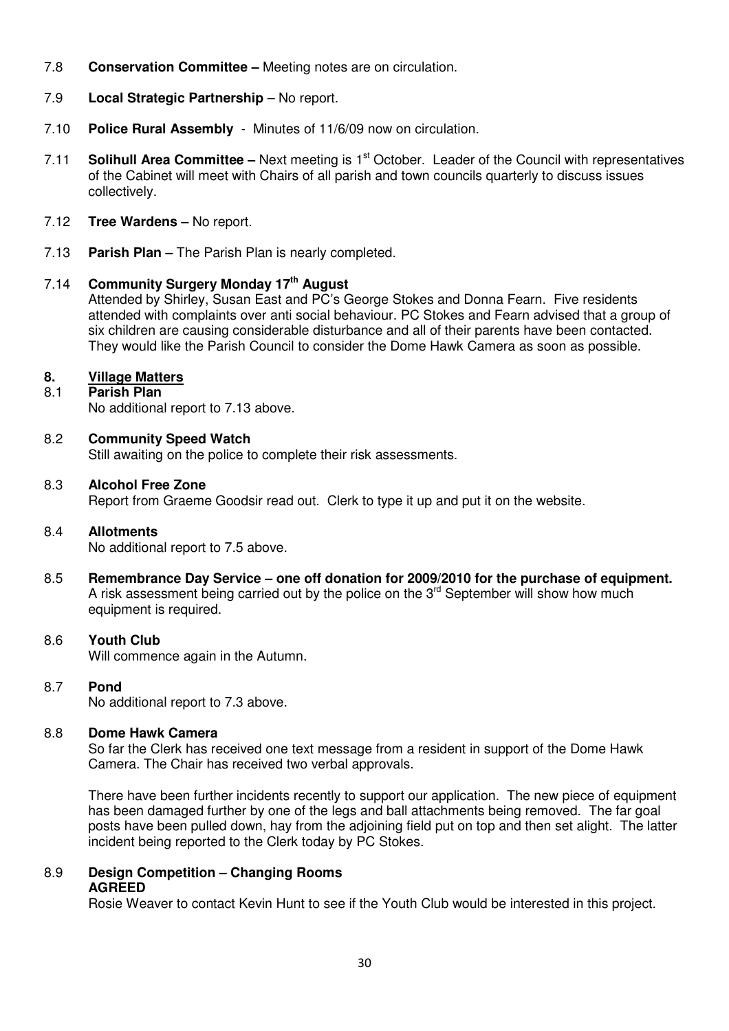7.8 **Conservation Committee –** Meeting notes are on circulation.

7.9 **Local Strategic Partnership** – No report.

7.10 **Police Rural Assembly** - Minutes of 11/6/09 now on circulation.

7.11 **Solihull Area Committee –** Next meeting is 1st October. Leader of the Council with representatives of the Cabinet will meet with Chairs of all parish and town councils quarterly to discuss issues collectively.

7.12 **Tree Wardens –** No report.

7.13 **Parish Plan –** The Parish Plan is nearly completed.

7.14 **Community Surgery Monday 17th August**

Attended by Shirley, Susan East and PC's George Stokes and Donna Fearn. Five residents attended with complaints over anti social behaviour. PC Stokes and Fearn advised that a group of six children are causing considerable disturbance and all of their parents have been contacted. They would like the Parish Council to consider the Dome Hawk Camera as soon as possible.

## 8. Village Matters

8.1 **Parish Plan**

No additional report to 7.13 above.

8.2 **Community Speed Watch**

Still awaiting on the police to complete their risk assessments.

8.3 **Alcohol Free Zone**

Report from Graeme Goodsir read out. Clerk to type it up and put it on the website.

8.4 **Allotments**

No additional report to 7.5 above.

8.5 **Remembrance Day Service – one off donation for 2009/2010 for the purchase of equipment.**

A risk assessment being carried out by the police on the 3rd September will show how much equipment is required.

8.6 **Youth Club**

Will commence again in the Autumn.

8.7 **Pond**

No additional report to 7.3 above.

8.8 **Dome Hawk Camera**

So far the Clerk has received one text message from a resident in support of the Dome Hawk Camera. The Chair has received two verbal approvals.

There have been further incidents recently to support our application. The new piece of equipment has been damaged further by one of the legs and ball attachments being removed. The far goal posts have been pulled down, hay from the adjoining field put on top and then set alight. The latter incident being reported to the Clerk today by PC Stokes.

8.9 **Design Competition – Changing Rooms**

**AGREED**

Rosie Weaver to contact Kevin Hunt to see if the Youth Club would be interested in this project.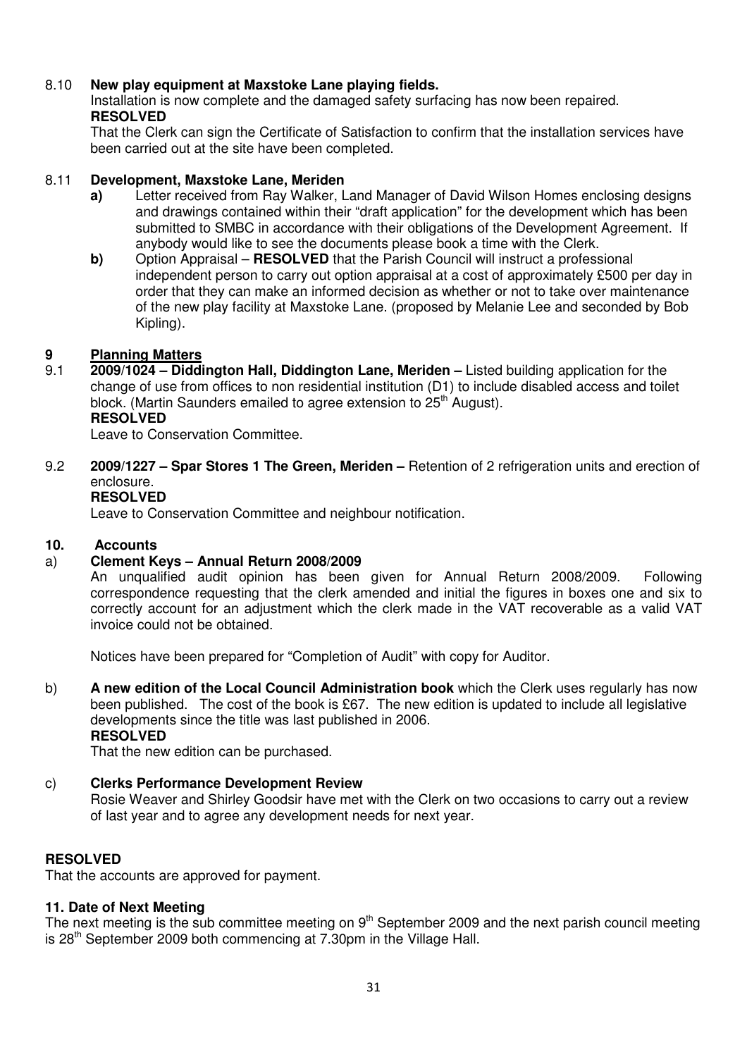8.10 **New play equipment at Maxstoke Lane playing fields.**

Installation is now complete and the damaged safety surfacing has now been repaired.

**RESOLVED**

That the Clerk can sign the Certificate of Satisfaction to confirm that the installation services have been carried out at the site have been completed.

8.11 **Development, Maxstoke Lane, Meriden**

- **a)** Letter received from Ray Walker, Land Manager of David Wilson Homes enclosing designs and drawings contained within their "draft application" for the development which has been submitted to SMBC in accordance with their obligations of the Development Agreement. If anybody would like to see the documents please book a time with the Clerk.
- **b)** Option Appraisal – **RESOLVED** that the Parish Council will instruct a professional independent person to carry out option appraisal at a cost of approximately £500 per day in order that they can make an informed decision as whether or not to take over maintenance of the new play facility at Maxstoke Lane. (proposed by Melanie Lee and seconded by Bob Kipling).

## 9 Planning Matters

9.1 **2009/1024 – Diddington Hall, Diddington Lane, Meriden –** Listed building application for the change of use from offices to non residential institution (D1) to include disabled access and toilet block. (Martin Saunders emailed to agree extension to 25th August).

**RESOLVED**

Leave to Conservation Committee.

9.2 **2009/1227 – Spar Stores 1 The Green, Meriden –** Retention of 2 refrigeration units and erection of enclosure.

**RESOLVED**

Leave to Conservation Committee and neighbour notification.

## 10. Accounts

a) **Clement Keys – Annual Return 2008/2009**

An unqualified audit opinion has been given for Annual Return 2008/2009. Following correspondence requesting that the clerk amended and initial the figures in boxes one and six to correctly account for an adjustment which the clerk made in the VAT recoverable as a valid VAT invoice could not be obtained.

Notices have been prepared for "Completion of Audit" with copy for Auditor.

b) **A new edition of the Local Council Administration book** which the Clerk uses regularly has now been published. The cost of the book is £67. The new edition is updated to include all legislative developments since the title was last published in 2006.

**RESOLVED**

That the new edition can be purchased.

c) **Clerks Performance Development Review**

Rosie Weaver and Shirley Goodsir have met with the Clerk on two occasions to carry out a review of last year and to agree any development needs for next year.

**RESOLVED**

That the accounts are approved for payment.

**11. Date of Next Meeting**

The next meeting is the sub committee meeting on 9th September 2009 and the next parish council meeting is 28th September 2009 both commencing at 7.30pm in the Village Hall.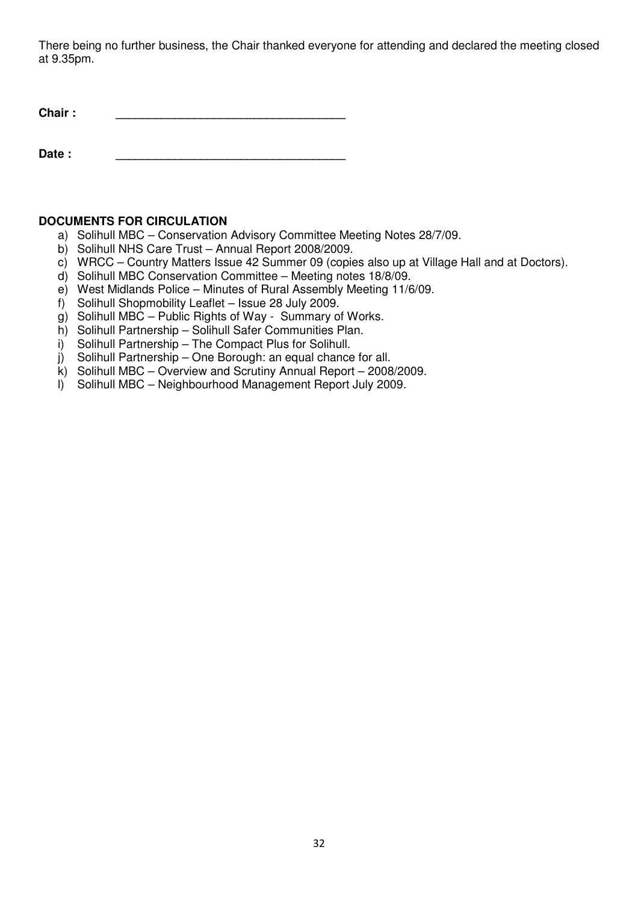There being no further business, the Chair thanked everyone for attending and declared the meeting closed at 9.35pm.

**Chair :** ___________________________________

**Date :** ___________________________________

**DOCUMENTS FOR CIRCULATION**

a) Solihull MBC – Conservation Advisory Committee Meeting Notes 28/7/09.
b) Solihull NHS Care Trust – Annual Report 2008/2009.
c) WRCC – Country Matters Issue 42 Summer 09 (copies also up at Village Hall and at Doctors).
d) Solihull MBC Conservation Committee – Meeting notes 18/8/09.
e) West Midlands Police – Minutes of Rural Assembly Meeting 11/6/09.
f) Solihull Shopmobility Leaflet – Issue 28 July 2009.
g) Solihull MBC – Public Rights of Way - Summary of Works.
h) Solihull Partnership – Solihull Safer Communities Plan.
i) Solihull Partnership – The Compact Plus for Solihull.
j) Solihull Partnership – One Borough: an equal chance for all.
k) Solihull MBC – Overview and Scrutiny Annual Report – 2008/2009.
l) Solihull MBC – Neighbourhood Management Report July 2009.